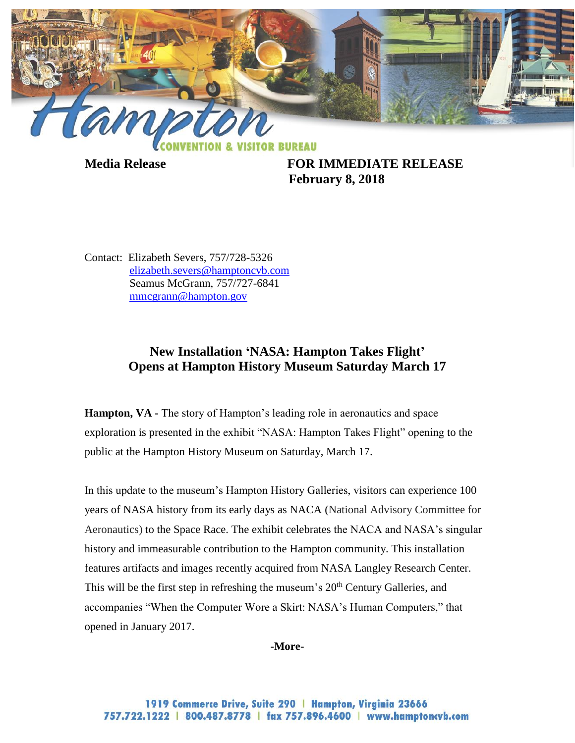Hampton CONVENTION & VISITOR BUREAU

**Media Release** **FOR IMMEDIATE RELEASE**
**February 8, 2018**

Contact: Elizabeth Severs, 757/728-5326
elizabeth.severs@hamptoncvb.com
Seamus McGrann, 757/727-6841
mmcgrann@hampton.gov

## New Installation 'NASA: Hampton Takes Flight' Opens at Hampton History Museum Saturday March 17

**Hampton, VA -** The story of Hampton's leading role in aeronautics and space exploration is presented in the exhibit "NASA: Hampton Takes Flight" opening to the public at the Hampton History Museum on Saturday, March 17.

In this update to the museum's Hampton History Galleries, visitors can experience 100 years of NASA history from its early days as NACA (National Advisory Committee for Aeronautics) to the Space Race. The exhibit celebrates the NACA and NASA's singular history and immeasurable contribution to the Hampton community. This installation features artifacts and images recently acquired from NASA Langley Research Center. This will be the first step in refreshing the museum's 20th Century Galleries, and accompanies "When the Computer Wore a Skirt: NASA's Human Computers," that opened in January 2017.

**-More-**

1919 Commerce Drive, Suite 290 | Hampton, Virginia 23666
757.722.1222 | 800.487.8778 | fax 757.896.4600 | www.hamptoncvb.com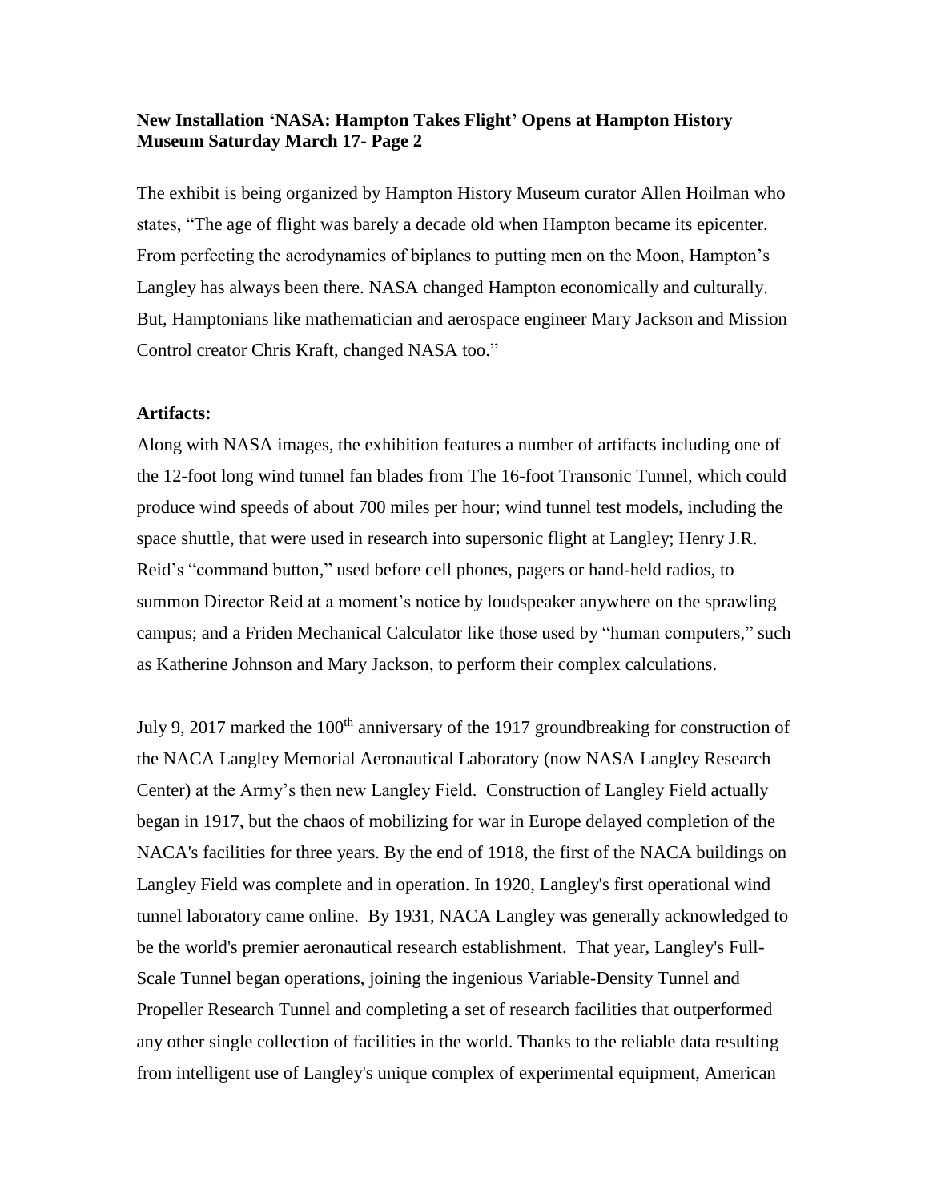**New Installation 'NASA: Hampton Takes Flight' Opens at Hampton History Museum Saturday March 17- Page 2**

The exhibit is being organized by Hampton History Museum curator Allen Hoilman who states, "The age of flight was barely a decade old when Hampton became its epicenter. From perfecting the aerodynamics of biplanes to putting men on the Moon, Hampton's Langley has always been there. NASA changed Hampton economically and culturally. But, Hamptonians like mathematician and aerospace engineer Mary Jackson and Mission Control creator Chris Kraft, changed NASA too."

**Artifacts:**

Along with NASA images, the exhibition features a number of artifacts including one of the 12-foot long wind tunnel fan blades from The 16-foot Transonic Tunnel, which could produce wind speeds of about 700 miles per hour; wind tunnel test models, including the space shuttle, that were used in research into supersonic flight at Langley; Henry J.R. Reid's "command button," used before cell phones, pagers or hand-held radios, to summon Director Reid at a moment's notice by loudspeaker anywhere on the sprawling campus; and a Friden Mechanical Calculator like those used by "human computers," such as Katherine Johnson and Mary Jackson, to perform their complex calculations.

July 9, 2017 marked the 100th anniversary of the 1917 groundbreaking for construction of the NACA Langley Memorial Aeronautical Laboratory (now NASA Langley Research Center) at the Army's then new Langley Field. Construction of Langley Field actually began in 1917, but the chaos of mobilizing for war in Europe delayed completion of the NACA's facilities for three years. By the end of 1918, the first of the NACA buildings on Langley Field was complete and in operation. In 1920, Langley's first operational wind tunnel laboratory came online. By 1931, NACA Langley was generally acknowledged to be the world's premier aeronautical research establishment. That year, Langley's Full-Scale Tunnel began operations, joining the ingenious Variable-Density Tunnel and Propeller Research Tunnel and completing a set of research facilities that outperformed any other single collection of facilities in the world. Thanks to the reliable data resulting from intelligent use of Langley's unique complex of experimental equipment, American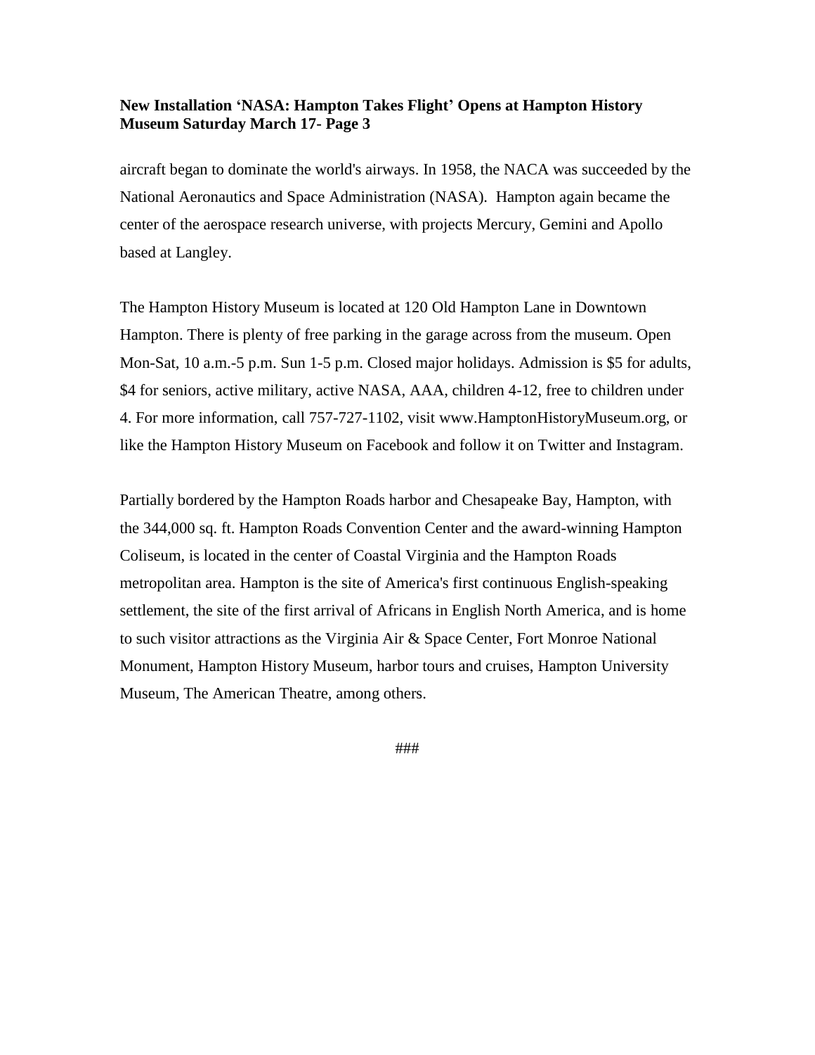aircraft began to dominate the world's airways. In 1958, the NACA was succeeded by the National Aeronautics and Space Administration (NASA). Hampton again became the center of the aerospace research universe, with projects Mercury, Gemini and Apollo based at Langley.

The Hampton History Museum is located at 120 Old Hampton Lane in Downtown Hampton. There is plenty of free parking in the garage across from the museum. Open Mon-Sat, 10 a.m.-5 p.m. Sun 1-5 p.m. Closed major holidays. Admission is $5 for adults, $4 for seniors, active military, active NASA, AAA, children 4-12, free to children under 4. For more information, call 757-727-1102, visit www.HamptonHistoryMuseum.org, or like the Hampton History Museum on Facebook and follow it on Twitter and Instagram.

Partially bordered by the Hampton Roads harbor and Chesapeake Bay, Hampton, with the 344,000 sq. ft. Hampton Roads Convention Center and the award-winning Hampton Coliseum, is located in the center of Coastal Virginia and the Hampton Roads metropolitan area. Hampton is the site of America's first continuous English-speaking settlement, the site of the first arrival of Africans in English North America, and is home to such visitor attractions as the Virginia Air & Space Center, Fort Monroe National Monument, Hampton History Museum, harbor tours and cruises, Hampton University Museum, The American Theatre, among others.

###